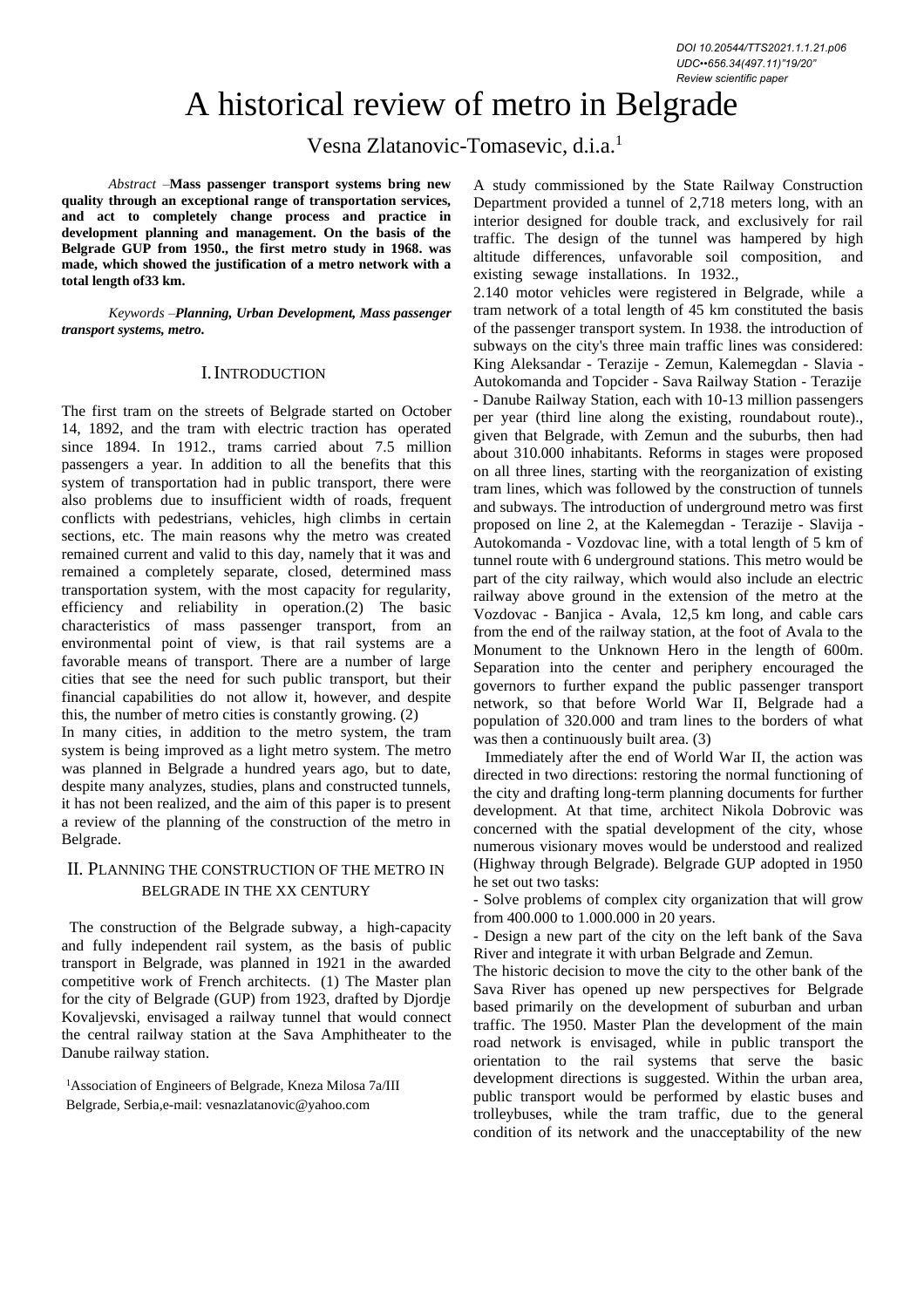DOI 10.20544/TTS2021.1.1.21.p06
UDC••656.34(497.11)"19/20"
Review scientific paper

# A historical review of metro in Belgrade

Vesna Zlatanovic-Tomasevic, d.i.a.[1]

*Abstract* –**Mass passenger transport systems bring new quality through an exceptional range of transportation services, and act to completely change process and practice in development planning and management. On the basis of the Belgrade GUP from 1950., the first metro study in 1968. was made, which showed the justification of a metro network with a total length of33 km.**

*Keywords* –***Planning, Urban Development, Mass passenger transport systems, metro.***

## I. Introduction

The first tram on the streets of Belgrade started on October 14, 1892, and the tram with electric traction has operated since 1894. In 1912., trams carried about 7.5 million passengers a year. In addition to all the benefits that this system of transportation had in public transport, there were also problems due to insufficient width of roads, frequent conflicts with pedestrians, vehicles, high climbs in certain sections, etc. The main reasons why the metro was created remained current and valid to this day, namely that it was and remained a completely separate, closed, determined mass transportation system, with the most capacity for regularity, efficiency and reliability in operation.(2) The basic characteristics of mass passenger transport, from an environmental point of view, is that rail systems are a favorable means of transport. There are a number of large cities that see the need for such public transport, but their financial capabilities do not allow it, however, and despite this, the number of metro cities is constantly growing. (2)

In many cities, in addition to the metro system, the tram system is being improved as a light metro system. The metro was planned in Belgrade a hundred years ago, but to date, despite many analyzes, studies, plans and constructed tunnels, it has not been realized, and the aim of this paper is to present a review of the planning of the construction of the metro in Belgrade.

## II. Planning the construction of the metro in Belgrade in the XX century

The construction of the Belgrade subway, a high-capacity and fully independent rail system, as the basis of public transport in Belgrade, was planned in 1921 in the awarded competitive work of French architects. (1) The Master plan for the city of Belgrade (GUP) from 1923, drafted by Djordje Kovaljevski, envisaged a railway tunnel that would connect the central railway station at the Sava Amphitheater to the Danube railway station.

[1]Association of Engineers of Belgrade, Kneza Milosa 7a/III Belgrade, Serbia,e-mail: vesnazlatanovic@yahoo.com

A study commissioned by the State Railway Construction Department provided a tunnel of 2,718 meters long, with an interior designed for double track, and exclusively for rail traffic. The design of the tunnel was hampered by high altitude differences, unfavorable soil composition, and existing sewage installations. In 1932., 2.140 motor vehicles were registered in Belgrade, while a tram network of a total length of 45 km constituted the basis of the passenger transport system. In 1938. the introduction of subways on the city's three main traffic lines was considered: King Aleksandar - Terazije - Zemun, Kalemegdan - Slavia - Autokomanda and Topcider - Sava Railway Station - Terazije - Danube Railway Station, each with 10-13 million passengers per year (third line along the existing, roundabout route)., given that Belgrade, with Zemun and the suburbs, then had about 310.000 inhabitants. Reforms in stages were proposed on all three lines, starting with the reorganization of existing tram lines, which was followed by the construction of tunnels and subways. The introduction of underground metro was first proposed on line 2, at the Kalemegdan - Terazije - Slavija - Autokomanda - Vozdovac line, with a total length of 5 km of tunnel route with 6 underground stations. This metro would be part of the city railway, which would also include an electric railway above ground in the extension of the metro at the Vozdovac - Banjica - Avala, 12,5 km long, and cable cars from the end of the railway station, at the foot of Avala to the Monument to the Unknown Hero in the length of 600m. Separation into the center and periphery encouraged the governors to further expand the public passenger transport network, so that before World War II, Belgrade had a population of 320.000 and tram lines to the borders of what was then a continuously built area. (3)

Immediately after the end of World War II, the action was directed in two directions: restoring the normal functioning of the city and drafting long-term planning documents for further development. At that time, architect Nikola Dobrovic was concerned with the spatial development of the city, whose numerous visionary moves would be understood and realized (Highway through Belgrade). Belgrade GUP adopted in 1950 he set out two tasks:

- Solve problems of complex city organization that will grow from 400.000 to 1.000.000 in 20 years.
- Design a new part of the city on the left bank of the Sava River and integrate it with urban Belgrade and Zemun.

The historic decision to move the city to the other bank of the Sava River has opened up new perspectives for Belgrade based primarily on the development of suburban and urban traffic. The 1950. Master Plan the development of the main road network is envisaged, while in public transport the orientation to the rail systems that serve the basic development directions is suggested. Within the urban area, public transport would be performed by elastic buses and trolleybuses, while the tram traffic, due to the general condition of its network and the unacceptability of the new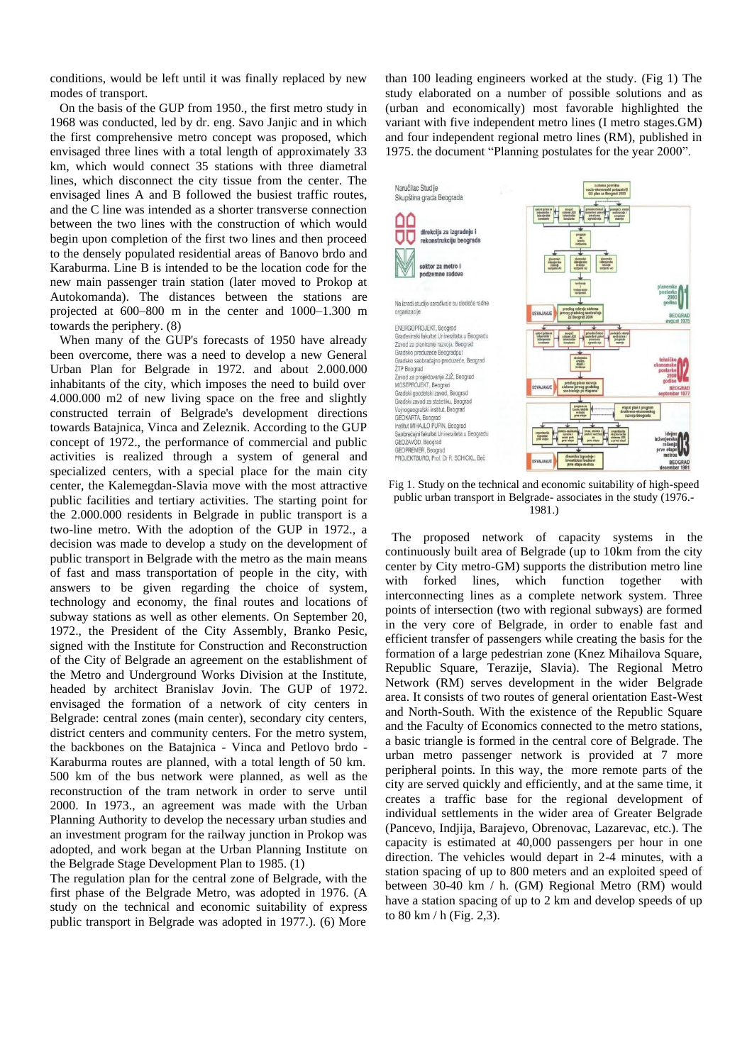conditions, would be left until it was finally replaced by new modes of transport.

On the basis of the GUP from 1950., the first metro study in 1968 was conducted, led by dr. eng. Savo Janjic and in which the first comprehensive metro concept was proposed, which envisaged three lines with a total length of approximately 33 km, which would connect 35 stations with three diametral lines, which disconnect the city tissue from the center. The envisaged lines A and B followed the busiest traffic routes, and the C line was intended as a shorter transverse connection between the two lines with the construction of which would begin upon completion of the first two lines and then proceed to the densely populated residential areas of Banovo brdo and Karaburma. Line B is intended to be the location code for the new main passenger train station (later moved to Prokop at Autokomanda). The distances between the stations are projected at 600–800 m in the center and 1000–1.300 m towards the periphery. (8)

When many of the GUP's forecasts of 1950 have already been overcome, there was a need to develop a new General Urban Plan for Belgrade in 1972. and about 2.000.000 inhabitants of the city, which imposes the need to build over 4.000.000 m2 of new living space on the free and slightly constructed terrain of Belgrade's development directions towards Batajnica, Vinca and Zeleznik. According to the GUP concept of 1972., the performance of commercial and public activities is realized through a system of general and specialized centers, with a special place for the main city center, the Kalemegdan-Slavia move with the most attractive public facilities and tertiary activities. The starting point for the 2.000.000 residents in Belgrade in public transport is a two-line metro. With the adoption of the GUP in 1972., a decision was made to develop a study on the development of public transport in Belgrade with the metro as the main means of fast and mass transportation of people in the city, with answers to be given regarding the choice of system, technology and economy, the final routes and locations of subway stations as well as other elements. On September 20, 1972., the President of the City Assembly, Branko Pesic, signed with the Institute for Construction and Reconstruction of the City of Belgrade an agreement on the establishment of the Metro and Underground Works Division at the Institute, headed by architect Branislav Jovin. The GUP of 1972. envisaged the formation of a network of city centers in Belgrade: central zones (main center), secondary city centers, district centers and community centers. For the metro system, the backbones on the Batajnica - Vinca and Petlovo brdo - Karaburma routes are planned, with a total length of 50 km. 500 km of the bus network were planned, as well as the reconstruction of the tram network in order to serve until 2000. In 1973., an agreement was made with the Urban Planning Authority to develop the necessary urban studies and an investment program for the railway junction in Prokop was adopted, and work began at the Urban Planning Institute on the Belgrade Stage Development Plan to 1985. (1)

The regulation plan for the central zone of Belgrade, with the first phase of the Belgrade Metro, was adopted in 1976. (A study on the technical and economic suitability of express public transport in Belgrade was adopted in 1977.). (6) More than 100 leading engineers worked at the study. (Fig 1) The study elaborated on a number of possible solutions and as (urban and economically) most favorable highlighted the variant with five independent metro lines (I metro stages.GM) and four independent regional metro lines (RM), published in 1975. the document "Planning postulates for the year 2000".

Fig 1. Study on the technical and economic suitability of high-speed public urban transport in Belgrade- associates in the study (1976.-1981.)

The proposed network of capacity systems in the continuously built area of Belgrade (up to 10km from the city center by City metro-GM) supports the distribution metro line with forked lines, which function together with interconnecting lines as a complete network system. Three points of intersection (two with regional subways) are formed in the very core of Belgrade, in order to enable fast and efficient transfer of passengers while creating the basis for the formation of a large pedestrian zone (Knez Mihailova Square, Republic Square, Terazije, Slavia). The Regional Metro Network (RM) serves development in the wider Belgrade area. It consists of two routes of general orientation East-West and North-South. With the existence of the Republic Square and the Faculty of Economics connected to the metro stations, a basic triangle is formed in the central core of Belgrade. The urban metro passenger network is provided at 7 more peripheral points. In this way, the more remote parts of the city are served quickly and efficiently, and at the same time, it creates a traffic base for the regional development of individual settlements in the wider area of Greater Belgrade (Pancevo, Indjija, Barajevo, Obrenovac, Lazarevac, etc.). The capacity is estimated at 40,000 passengers per hour in one direction. The vehicles would depart in 2-4 minutes, with a station spacing of up to 800 meters and an exploited speed of between 30-40 km / h. (GM) Regional Metro (RM) would have a station spacing of up to 2 km and develop speeds of up to 80 km / h (Fig. 2,3).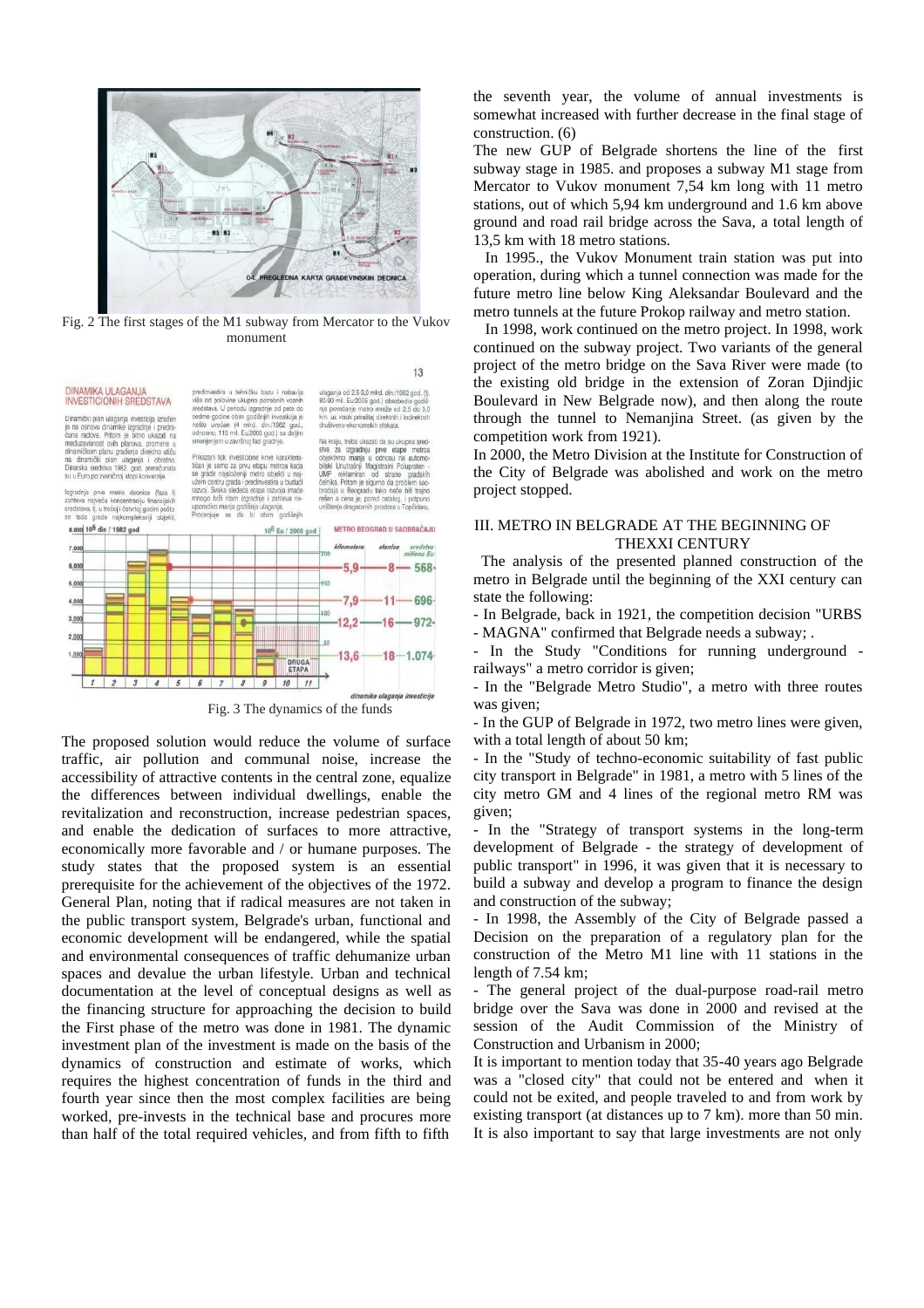Fig. 2 The first stages of the M1 subway from Mercator to the Vukov monument

Fig. 3 The dynamics of the funds

The proposed solution would reduce the volume of surface traffic, air pollution and communal noise, increase the accessibility of attractive contents in the central zone, equalize the differences between individual dwellings, enable the revitalization and reconstruction, increase pedestrian spaces, and enable the dedication of surfaces to more attractive, economically more favorable and / or humane purposes. The study states that the proposed system is an essential prerequisite for the achievement of the objectives of the 1972. General Plan, noting that if radical measures are not taken in the public transport system, Belgrade's urban, functional and economic development will be endangered, while the spatial and environmental consequences of traffic dehumanize urban spaces and devalue the urban lifestyle. Urban and technical documentation at the level of conceptual designs as well as the financing structure for approaching the decision to build the First phase of the metro was done in 1981. The dynamic investment plan of the investment is made on the basis of the dynamics of construction and estimate of works, which requires the highest concentration of funds in the third and fourth year since then the most complex facilities are being worked, pre-invests in the technical base and procures more than half of the total required vehicles, and from fifth to fifth the seventh year, the volume of annual investments is somewhat increased with further decrease in the final stage of construction. (6)

The new GUP of Belgrade shortens the line of the first subway stage in 1985. and proposes a subway M1 stage from Mercator to Vukov monument 7,54 km long with 11 metro stations, out of which 5,94 km underground and 1.6 km above ground and road rail bridge across the Sava, a total length of 13,5 km with 18 metro stations.

In 1995., the Vukov Monument train station was put into operation, during which a tunnel connection was made for the future metro line below King Aleksandar Boulevard and the metro tunnels at the future Prokop railway and metro station.

In 1998, work continued on the metro project. In 1998, work continued on the subway project. Two variants of the general project of the metro bridge on the Sava River were made (to the existing old bridge in the extension of Zoran Djindjic Boulevard in New Belgrade now), and then along the route through the tunnel to Nemanjina Street. (as given by the competition work from 1921).

In 2000, the Metro Division at the Institute for Construction of the City of Belgrade was abolished and work on the metro project stopped.

## III. METRO IN BELGRADE AT THE BEGINNING OF THEXXI CENTURY

The analysis of the presented planned construction of the metro in Belgrade until the beginning of the XXI century can state the following:

- In Belgrade, back in 1921, the competition decision "URBS - MAGNA" confirmed that Belgrade needs a subway; .
- In the Study "Conditions for running underground - railways" a metro corridor is given;
- In the "Belgrade Metro Studio", a metro with three routes was given;
- In the GUP of Belgrade in 1972, two metro lines were given, with a total length of about 50 km;
- In the "Study of techno-economic suitability of fast public city transport in Belgrade" in 1981, a metro with 5 lines of the city metro GM and 4 lines of the regional metro RM was given;
- In the "Strategy of transport systems in the long-term development of Belgrade - the strategy of development of public transport" in 1996, it was given that it is necessary to build a subway and develop a program to finance the design and construction of the subway;
- In 1998, the Assembly of the City of Belgrade passed a Decision on the preparation of a regulatory plan for the construction of the Metro M1 line with 11 stations in the length of 7.54 km;
- The general project of the dual-purpose road-rail metro bridge over the Sava was done in 2000 and revised at the session of the Audit Commission of the Ministry of Construction and Urbanism in 2000;

It is important to mention today that 35-40 years ago Belgrade was a "closed city" that could not be entered and when it could not be exited, and people traveled to and from work by existing transport (at distances up to 7 km). more than 50 min. It is also important to say that large investments are not only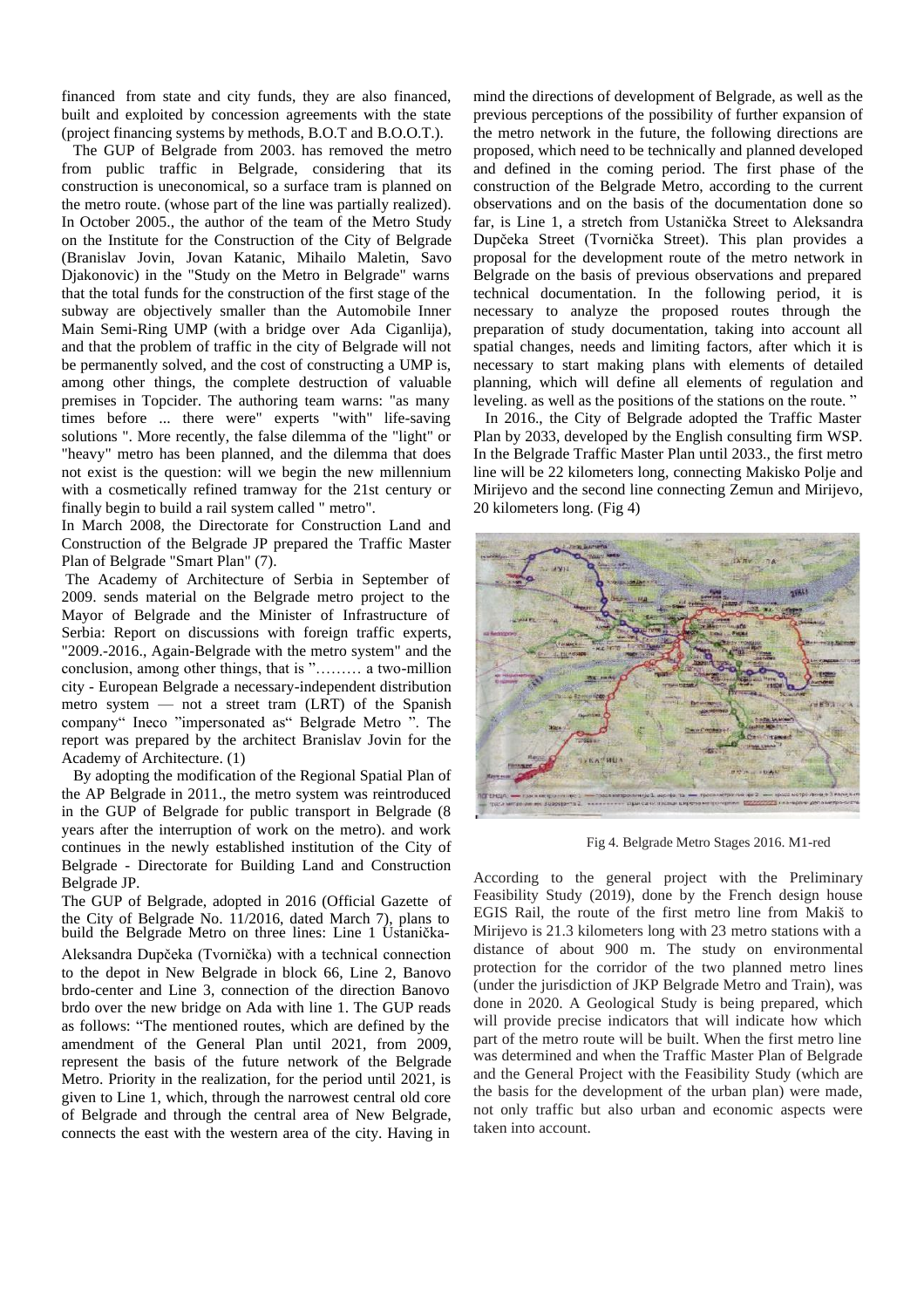financed from state and city funds, they are also financed, built and exploited by concession agreements with the state (project financing systems by methods, B.O.T and B.O.O.T.).

The GUP of Belgrade from 2003. has removed the metro from public traffic in Belgrade, considering that its construction is uneconomical, so a surface tram is planned on the metro route. (whose part of the line was partially realized). In October 2005., the author of the team of the Metro Study on the Institute for the Construction of the City of Belgrade (Branislav Jovin, Jovan Katanic, Mihailo Maletin, Savo Djakonovic) in the "Study on the Metro in Belgrade" warns that the total funds for the construction of the first stage of the subway are objectively smaller than the Automobile Inner Main Semi-Ring UMP (with a bridge over Ada Ciganlija), and that the problem of traffic in the city of Belgrade will not be permanently solved, and the cost of constructing a UMP is, among other things, the complete destruction of valuable premises in Topcider. The authoring team warns: "as many times before ... there were" experts "with" life-saving solutions ". More recently, the false dilemma of the "light" or "heavy" metro has been planned, and the dilemma that does not exist is the question: will we begin the new millennium with a cosmetically refined tramway for the 21st century or finally begin to build a rail system called " metro".

In March 2008, the Directorate for Construction Land and Construction of the Belgrade JP prepared the Traffic Master Plan of Belgrade "Smart Plan" (7).

The Academy of Architecture of Serbia in September of 2009. sends material on the Belgrade metro project to the Mayor of Belgrade and the Minister of Infrastructure of Serbia: Report on discussions with foreign traffic experts, "2009.-2016., Again-Belgrade with the metro system" and the conclusion, among other things, that is "……… a two-million city - European Belgrade a necessary-independent distribution metro system — not a street tram (LRT) of the Spanish company" Ineco "impersonated as" Belgrade Metro ". The report was prepared by the architect Branislav Jovin for the Academy of Architecture. (1)

By adopting the modification of the Regional Spatial Plan of the AP Belgrade in 2011., the metro system was reintroduced in the GUP of Belgrade for public transport in Belgrade (8 years after the interruption of work on the metro). and work continues in the newly established institution of the City of Belgrade - Directorate for Building Land and Construction Belgrade JP.

The GUP of Belgrade, adopted in 2016 (Official Gazette of the City of Belgrade No. 11/2016, dated March 7), plans to build the Belgrade Metro on three lines: Line 1 Ustanička-Aleksandra Dupčeka (Tvornička) with a technical connection to the depot in New Belgrade in block 66, Line 2, Banovo brdo-center and Line 3, connection of the direction Banovo brdo over the new bridge on Ada with line 1. The GUP reads as follows: "The mentioned routes, which are defined by the amendment of the General Plan until 2021, from 2009, represent the basis of the future network of the Belgrade Metro. Priority in the realization, for the period until 2021, is given to Line 1, which, through the narrowest central old core of Belgrade and through the central area of New Belgrade, connects the east with the western area of the city. Having in mind the directions of development of Belgrade, as well as the previous perceptions of the possibility of further expansion of the metro network in the future, the following directions are proposed, which need to be technically and planned developed and defined in the coming period. The first phase of the construction of the Belgrade Metro, according to the current observations and on the basis of the documentation done so far, is Line 1, a stretch from Ustanička Street to Aleksandra Dupčeka Street (Tvornička Street). This plan provides a proposal for the development route of the metro network in Belgrade on the basis of previous observations and prepared technical documentation. In the following period, it is necessary to analyze the proposed routes through the preparation of study documentation, taking into account all spatial changes, needs and limiting factors, after which it is necessary to start making plans with elements of detailed planning, which will define all elements of regulation and leveling. as well as the positions of the stations on the route. "

In 2016., the City of Belgrade adopted the Traffic Master Plan by 2033, developed by the English consulting firm WSP. In the Belgrade Traffic Master Plan until 2033., the first metro line will be 22 kilometers long, connecting Makisko Polje and Mirijevo and the second line connecting Zemun and Mirijevo, 20 kilometers long. (Fig 4)

Fig 4. Belgrade Metro Stages 2016. M1-red

According to the general project with the Preliminary Feasibility Study (2019), done by the French design house EGIS Rail, the route of the first metro line from Makiš to Mirijevo is 21.3 kilometers long with 23 metro stations with a distance of about 900 m. The study on environmental protection for the corridor of the two planned metro lines (under the jurisdiction of JKP Belgrade Metro and Train), was done in 2020. A Geological Study is being prepared, which will provide precise indicators that will indicate how which part of the metro route will be built. When the first metro line was determined and when the Traffic Master Plan of Belgrade and the General Project with the Feasibility Study (which are the basis for the development of the urban plan) were made, not only traffic but also urban and economic aspects were taken into account.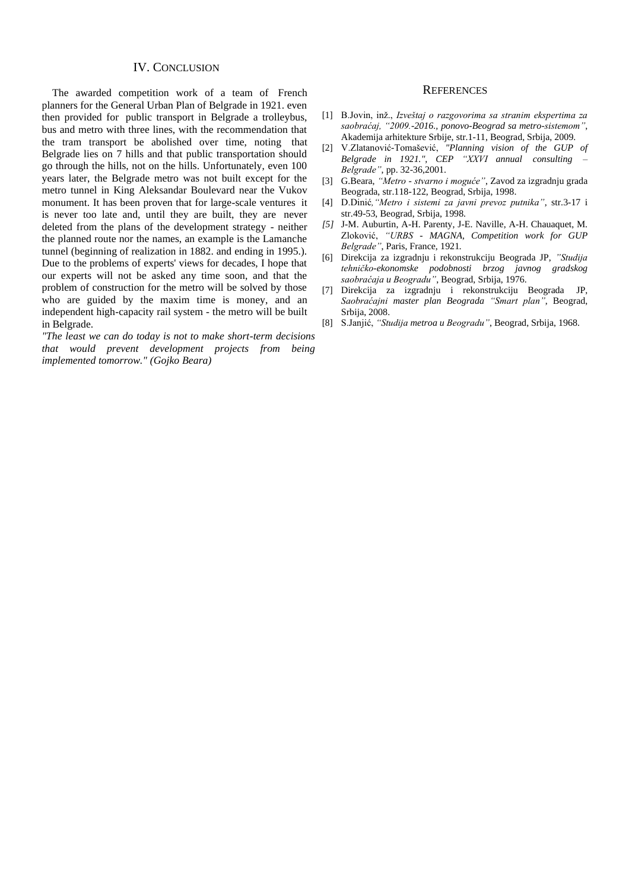## IV. Conclusion

The awarded competition work of a team of French planners for the General Urban Plan of Belgrade in 1921. even then provided for public transport in Belgrade a trolleybus, bus and metro with three lines, with the recommendation that the tram transport be abolished over time, noting that Belgrade lies on 7 hills and that public transportation should go through the hills, not on the hills. Unfortunately, even 100 years later, the Belgrade metro was not built except for the metro tunnel in King Aleksandar Boulevard near the Vukov monument. It has been proven that for large-scale ventures it is never too late and, until they are built, they are never deleted from the plans of the development strategy - neither the planned route nor the names, an example is the Lamanche tunnel (beginning of realization in 1882. and ending in 1995.). Due to the problems of experts' views for decades, I hope that our experts will not be asked any time soon, and that the problem of construction for the metro will be solved by those who are guided by the maxim time is money, and an independent high-capacity rail system - the metro will be built in Belgrade.

*"The least we can do today is not to make short-term decisions that would prevent development projects from being implemented tomorrow." (Gojko Beara)*

## References

[1] B.Jovin, inž., *Izveštaj o razgovorima sa stranim ekspertima za saobraćaj, "2009.-2016., ponovo-Beograd sa metro-sistemom"*, Akademija arhitekture Srbije, str.1-11, Beograd, Srbija, 2009.

[2] V.Zlatanović-Tomašević, *"Planning vision of the GUP of Belgrade in 1921.", CEP "XXVI annual consulting – Belgrade"*, pp. 32-36,2001.

[3] G.Beara, *"Metro - stvarno i moguće"*, Zavod za izgradnju grada Beograda, str.118-122, Beograd, Srbija, 1998.

[4] D.Dinić*,"Metro i sistemi za javni prevoz putnika"*, str.3-17 i str.49-53, Beograd, Srbija, 1998.

[5] J-M. Auburtin, A-H. Parenty, J-E. Naville, A-H. Chauaquet, M. Zloković, *"URBS - MAGNA, Competition work for GUP Belgrade"*, Paris, France, 1921.

[6] Direkcija za izgradnju i rekonstrukciju Beograda JP, *"Studija tehničko-ekonomske podobnosti brzog javnog gradskog saobraćaja u Beogradu"*, Beograd, Srbija, 1976.

[7] Direkcija za izgradnju i rekonstrukciju Beograda JP, *Saobraćajni master plan Beograda "Smart plan"*, Beograd, Srbija, 2008.

[8] S.Janjić, *"Studija metroa u Beogradu"*, Beograd, Srbija, 1968.